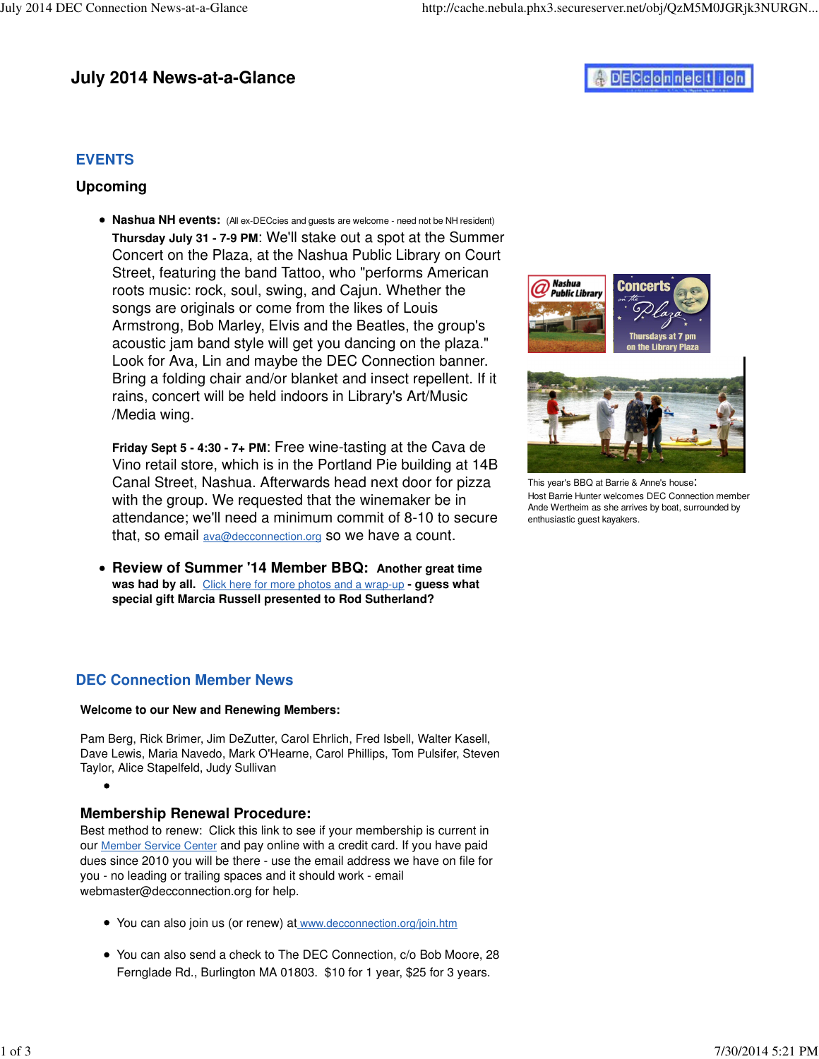# July 2014 News-at-a-Glance

## EVENTS

### Upcoming

- **Nashua NH events:** (All ex-DECcies and guests are welcome - need not be NH resident)
  **Thursday July 31 - 7-9 PM**: We'll stake out a spot at the Summer Concert on the Plaza, at the Nashua Public Library on Court Street, featuring the band Tattoo, who "performs American roots music: rock, soul, swing, and Cajun. Whether the songs are originals or come from the likes of Louis Armstrong, Bob Marley, Elvis and the Beatles, the group's acoustic jam band style will get you dancing on the plaza." Look for Ava, Lin and maybe the DEC Connection banner. Bring a folding chair and/or blanket and insect repellent. If it rains, concert will be held indoors in Library's Art/Music /Media wing.

  **Friday Sept 5 - 4:30 - 7+ PM**: Free wine-tasting at the Cava de Vino retail store, which is in the Portland Pie building at 14B Canal Street, Nashua. Afterwards head next door for pizza with the group. We requested that the winemaker be in attendance; we'll need a minimum commit of 8-10 to secure that, so email ava@decconnection.org so we have a count.

- **Review of Summer '14 Member BBQ: Another great time was had by all.** Click here for more photos and a wrap-up **- guess what special gift Marcia Russell presented to Rod Sutherland?**

This year's BBQ at Barrie & Anne's house:
Host Barrie Hunter welcomes DEC Connection member Ande Wertheim as she arrives by boat, surrounded by enthusiastic guest kayakers.

## DEC Connection Member News

**Welcome to our New and Renewing Members:**

Pam Berg, Rick Brimer, Jim DeZutter, Carol Ehrlich, Fred Isbell, Walter Kasell, Dave Lewis, Maria Navedo, Mark O'Hearne, Carol Phillips, Tom Pulsifer, Steven Taylor, Alice Stapelfeld, Judy Sullivan

### Membership Renewal Procedure:

Best method to renew: Click this link to see if your membership is current in our Member Service Center and pay online with a credit card. If you have paid dues since 2010 you will be there - use the email address we have on file for you - no leading or trailing spaces and it should work - email webmaster@decconnection.org for help.

- You can also join us (or renew) at www.decconnection.org/join.htm
- You can also send a check to The DEC Connection, c/o Bob Moore, 28 Fernglade Rd., Burlington MA 01803. $10 for 1 year, $25 for 3 years.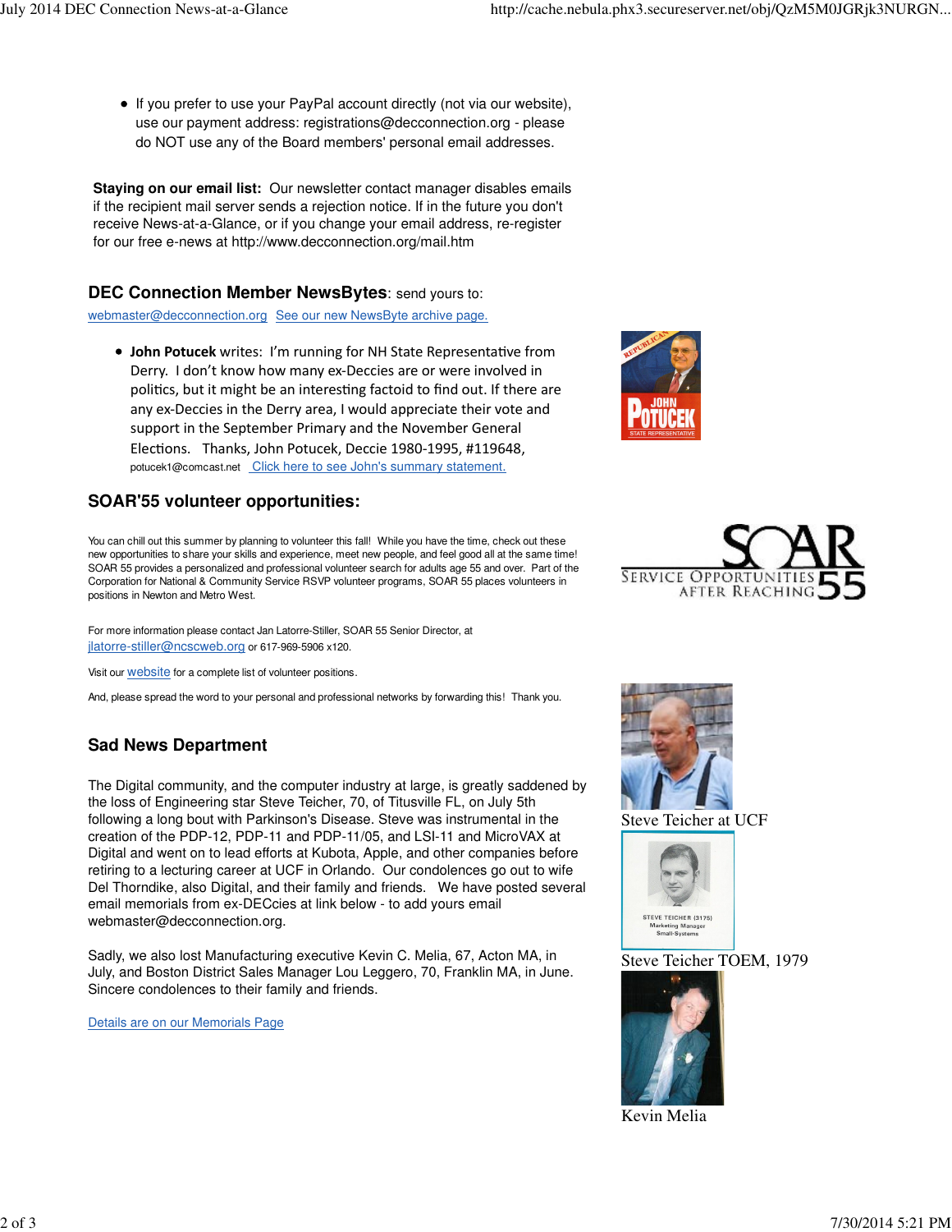- If you prefer to use your PayPal account directly (not via our website), use our payment address: registrations@decconnection.org - please do NOT use any of the Board members' personal email addresses.

**Staying on our email list:** Our newsletter contact manager disables emails if the recipient mail server sends a rejection notice. If in the future you don't receive News-at-a-Glance, or if you change your email address, re-register for our free e-news at http://www.decconnection.org/mail.htm

## DEC Connection Member NewsBytes: send yours to:

webmaster@decconnection.org See our new NewsByte archive page.

- **John Potucek** writes: I'm running for NH State Representative from Derry. I don't know how many ex-Deccies are or were involved in politics, but it might be an interesting factoid to find out. If there are any ex-Deccies in the Derry area, I would appreciate their vote and support in the September Primary and the November General Elections. Thanks, John Potucek, Deccie 1980-1995, #119648, potucek1@comcast.net Click here to see John's summary statement.

## SOAR'55 volunteer opportunities:

You can chill out this summer by planning to volunteer this fall! While you have the time, check out these new opportunities to share your skills and experience, meet new people, and feel good all at the same time! SOAR 55 provides a personalized and professional volunteer search for adults age 55 and over. Part of the Corporation for National & Community Service RSVP volunteer programs, SOAR 55 places volunteers in positions in Newton and Metro West.

For more information please contact Jan Latorre-Stiller, SOAR 55 Senior Director, at jlatorre-stiller@ncscweb.org or 617-969-5906 x120.

Visit our website for a complete list of volunteer positions.

And, please spread the word to your personal and professional networks by forwarding this! Thank you.

## Sad News Department

The Digital community, and the computer industry at large, is greatly saddened by the loss of Engineering star Steve Teicher, 70, of Titusville FL, on July 5th following a long bout with Parkinson's Disease. Steve was instrumental in the creation of the PDP-12, PDP-11 and PDP-11/05, and LSI-11 and MicroVAX at Digital and went on to lead efforts at Kubota, Apple, and other companies before retiring to a lecturing career at UCF in Orlando. Our condolences go out to wife Del Thorndike, also Digital, and their family and friends. We have posted several email memorials from ex-DECcies at link below - to add yours email webmaster@decconnection.org.

Sadly, we also lost Manufacturing executive Kevin C. Melia, 67, Acton MA, in July, and Boston District Sales Manager Lou Leggero, 70, Franklin MA, in June. Sincere condolences to their family and friends.

Details are on our Memorials Page

Steve Teicher at UCF

Steve Teicher TOEM, 1979

Kevin Melia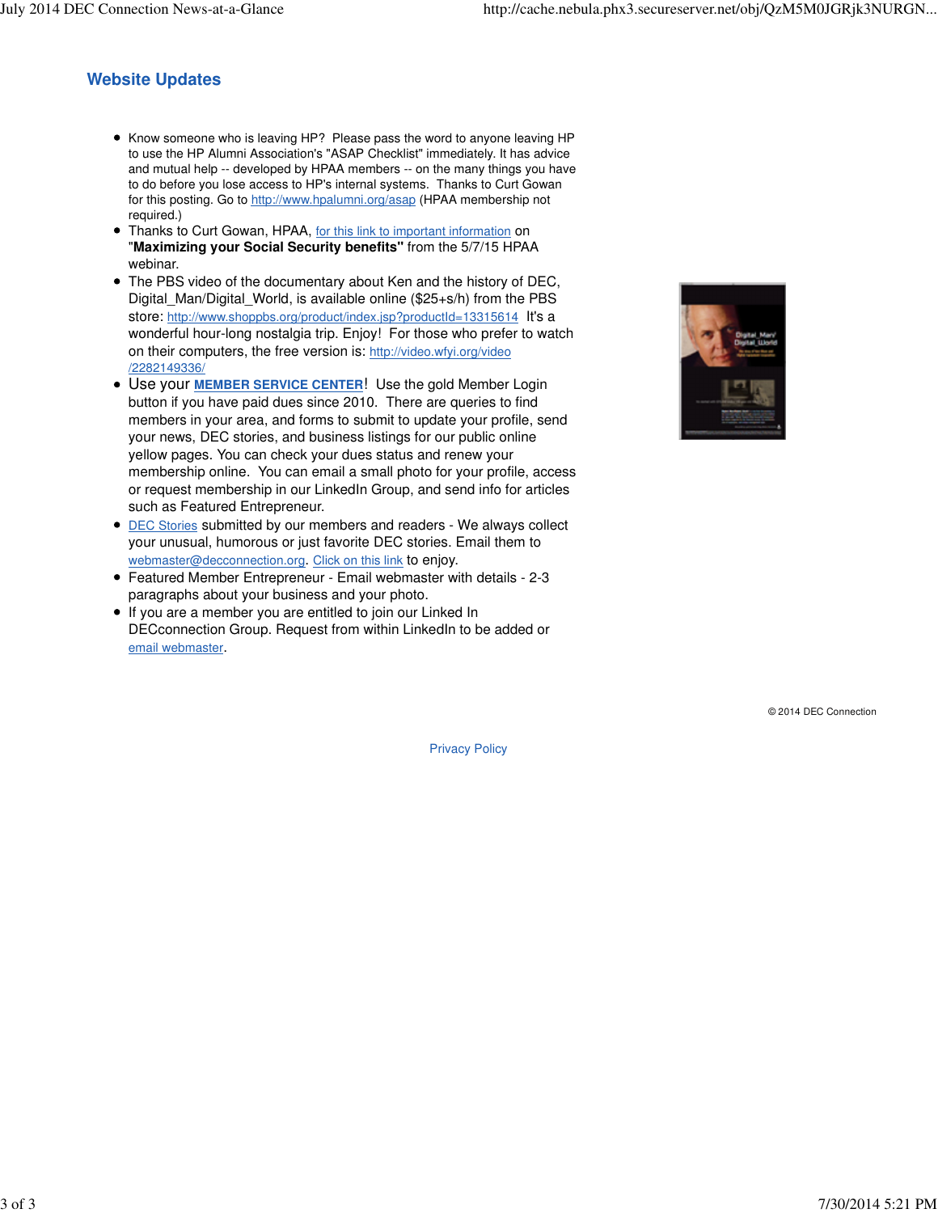## Website Updates

- Know someone who is leaving HP? Please pass the word to anyone leaving HP to use the HP Alumni Association's "ASAP Checklist" immediately. It has advice and mutual help -- developed by HPAA members -- on the many things you have to do before you lose access to HP's internal systems. Thanks to Curt Gowan for this posting. Go to http://www.hpalumni.org/asap (HPAA membership not required.)
- Thanks to Curt Gowan, HPAA, for this link to important information on "**Maximizing your Social Security benefits"** from the 5/7/15 HPAA webinar.
- The PBS video of the documentary about Ken and the history of DEC, Digital_Man/Digital_World, is available online ($25+s/h) from the PBS store: http://www.shoppbs.org/product/index.jsp?productId=13315614 It's a wonderful hour-long nostalgia trip. Enjoy! For those who prefer to watch on their computers, the free version is: http://video.wfyi.org/video/2282149336/
- Use your **MEMBER SERVICE CENTER**! Use the gold Member Login button if you have paid dues since 2010. There are queries to find members in your area, and forms to submit to update your profile, send your news, DEC stories, and business listings for our public online yellow pages. You can check your dues status and renew your membership online. You can email a small photo for your profile, access or request membership in our LinkedIn Group, and send info for articles such as Featured Entrepreneur.
- DEC Stories submitted by our members and readers - We always collect your unusual, humorous or just favorite DEC stories. Email them to webmaster@decconnection.org. Click on this link to enjoy.
- Featured Member Entrepreneur - Email webmaster with details - 2-3 paragraphs about your business and your photo.
- If you are a member you are entitled to join our Linked In DECconnection Group. Request from within LinkedIn to be added or email webmaster.

© 2014 DEC Connection

Privacy Policy